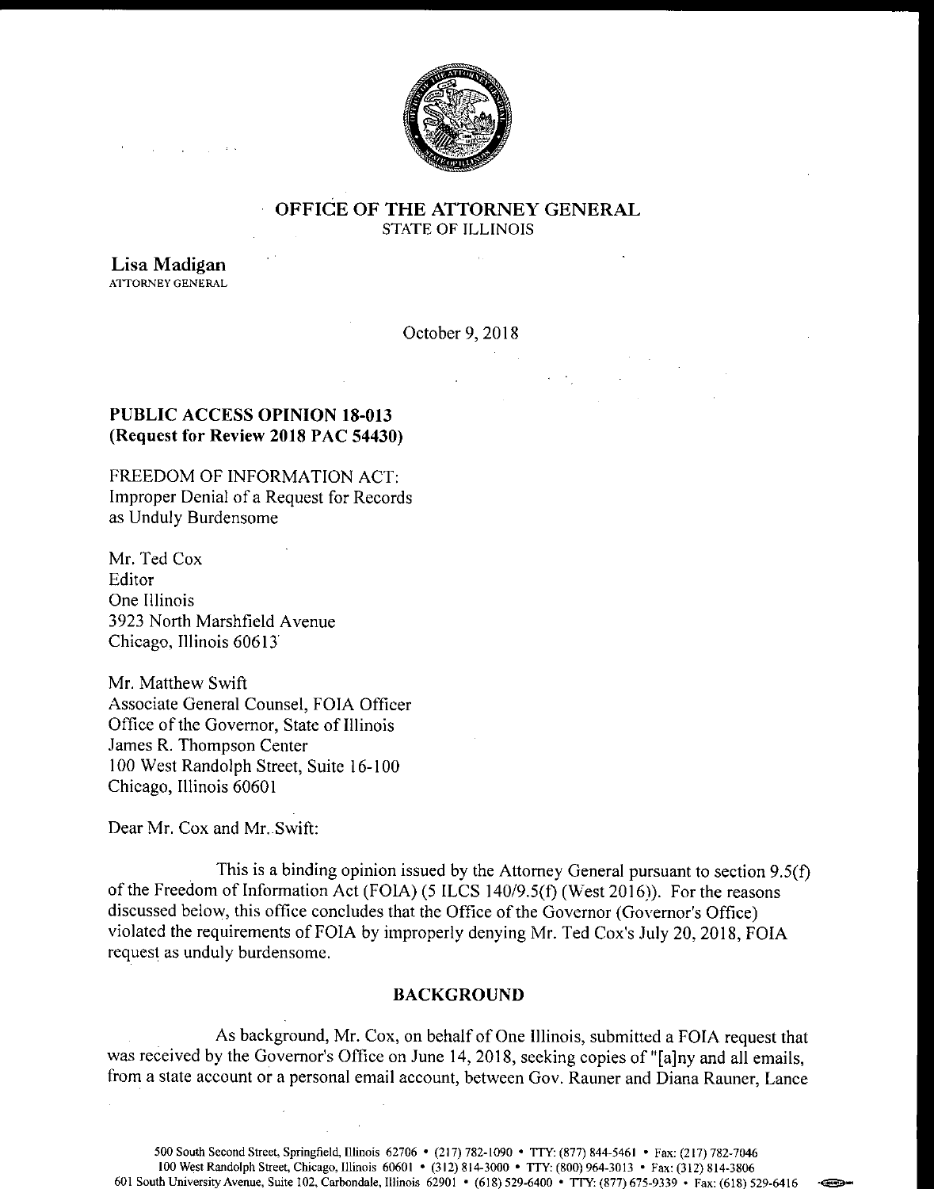# OFFICE OF THE ATTORNEY GENERAL
STATE OF ILLINOIS

**Lisa Madigan**
ATTORNEY GENERAL

October 9, 2018

**PUBLIC ACCESS OPINION 18-013**
**(Request for Review 2018 PAC 54430)**

FREEDOM OF INFORMATION ACT:
Improper Denial of a Request for Records
as Unduly Burdensome

Mr. Ted Cox
Editor
One Illinois
3923 North Marshfield Avenue
Chicago, Illinois 60613

Mr. Matthew Swift
Associate General Counsel, FOIA Officer
Office of the Governor, State of Illinois
James R. Thompson Center
100 West Randolph Street, Suite 16-100
Chicago, Illinois 60601

Dear Mr. Cox and Mr. Swift:

This is a binding opinion issued by the Attorney General pursuant to section 9.5(f) of the Freedom of Information Act (FOIA) (5 ILCS 140/9.5(f) (West 2016)). For the reasons discussed below, this office concludes that the Office of the Governor (Governor's Office) violated the requirements of FOIA by improperly denying Mr. Ted Cox's July 20, 2018, FOIA request as unduly burdensome.

## BACKGROUND

As background, Mr. Cox, on behalf of One Illinois, submitted a FOIA request that was received by the Governor's Office on June 14, 2018, seeking copies of "[a]ny and all emails, from a state account or a personal email account, between Gov. Rauner and Diana Rauner, Lance

500 South Second Street, Springfield, Illinois 62706 • (217) 782-1090 • TTY: (877) 844-5461 • Fax: (217) 782-7046
100 West Randolph Street, Chicago, Illinois 60601 • (312) 814-3000 • TTY: (800) 964-3013 • Fax: (312) 814-3806
601 South University Avenue, Suite 102, Carbondale, Illinois 62901 • (618) 529-6400 • TTY: (877) 675-9339 • Fax: (618) 529-6416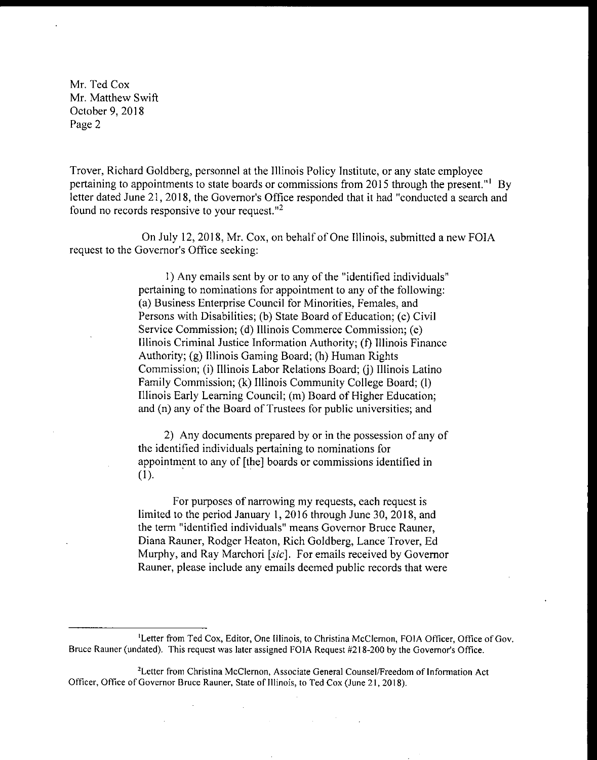Mr. Ted Cox
Mr. Matthew Swift
October 9, 2018
Page 2

Trover, Richard Goldberg, personnel at the Illinois Policy Institute, or any state employee pertaining to appointments to state boards or commissions from 2015 through the present."[1] By letter dated June 21, 2018, the Governor's Office responded that it had "conducted a search and found no records responsive to your request."[2]

On July 12, 2018, Mr. Cox, on behalf of One Illinois, submitted a new FOIA request to the Governor's Office seeking:

> 1) Any emails sent by or to any of the "identified individuals" pertaining to nominations for appointment to any of the following: (a) Business Enterprise Council for Minorities, Females, and Persons with Disabilities; (b) State Board of Education; (c) Civil Service Commission; (d) Illinois Commerce Commission; (e) Illinois Criminal Justice Information Authority; (f) Illinois Finance Authority; (g) Illinois Gaming Board; (h) Human Rights Commission; (i) Illinois Labor Relations Board; (j) Illinois Latino Family Commission; (k) Illinois Community College Board; (l) Illinois Early Learning Council; (m) Board of Higher Education; and (n) any of the Board of Trustees for public universities; and
>
> 2) Any documents prepared by or in the possession of any of the identified individuals pertaining to nominations for appointment to any of [the] boards or commissions identified in (1).
>
> For purposes of narrowing my requests, each request is limited to the period January 1, 2016 through June 30, 2018, and the term "identified individuals" means Governor Bruce Rauner, Diana Rauner, Rodger Heaton, Rich Goldberg, Lance Trover, Ed Murphy, and Ray Marchori [*sic*]. For emails received by Governor Rauner, please include any emails deemed public records that were

---

[1] Letter from Ted Cox, Editor, One Illinois, to Christina McClernon, FOIA Officer, Office of Gov. Bruce Rauner (undated). This request was later assigned FOIA Request #218-200 by the Governor's Office.

[2] Letter from Christina McClernon, Associate General Counsel/Freedom of Information Act Officer, Office of Governor Bruce Rauner, State of Illinois, to Ted Cox (June 21, 2018).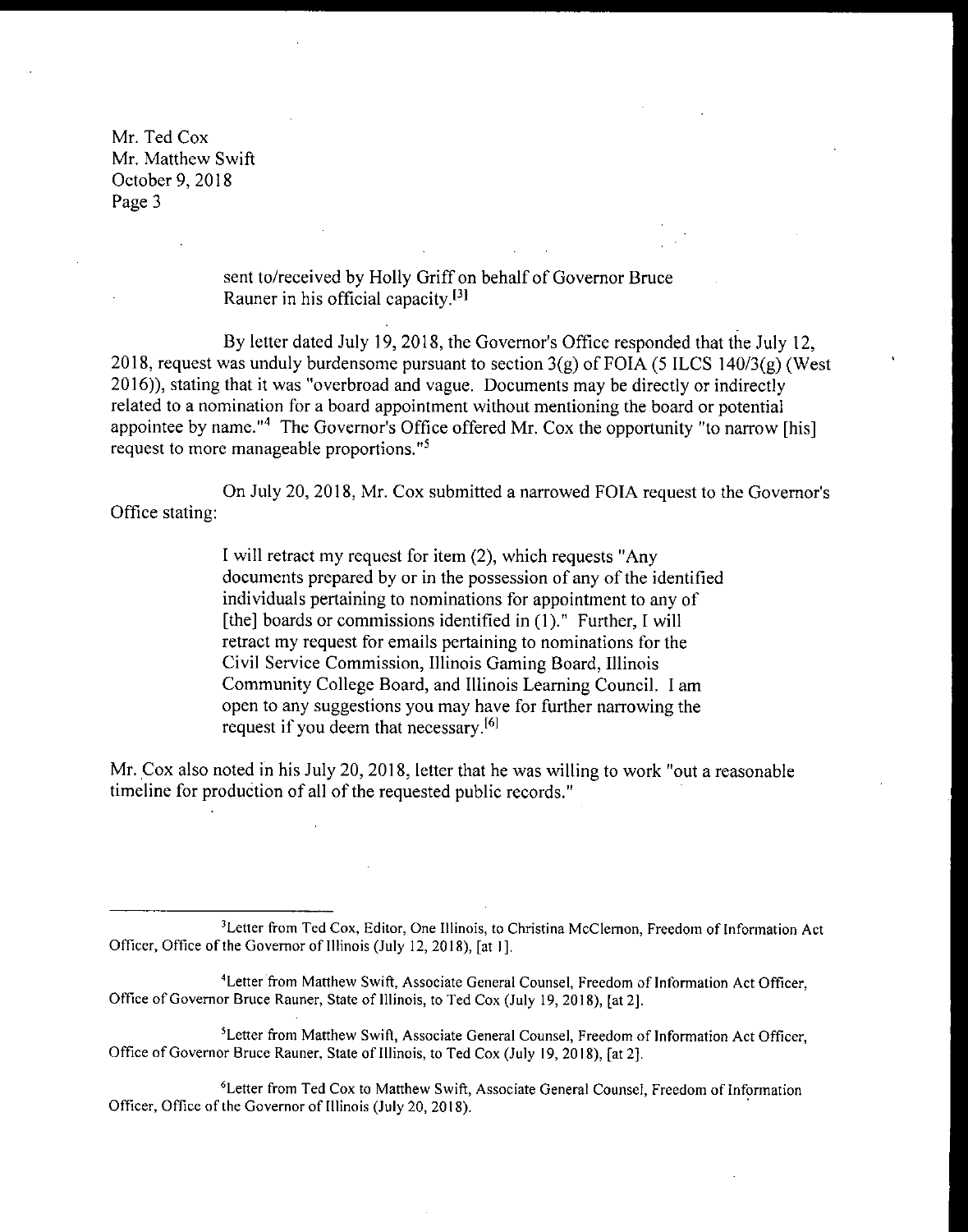Mr. Ted Cox
Mr. Matthew Swift
October 9, 2018

> sent to/received by Holly Griff on behalf of Governor Bruce Rauner in his official capacity.[3]

By letter dated July 19, 2018, the Governor's Office responded that the July 12, 2018, request was unduly burdensome pursuant to section 3(g) of FOIA (5 ILCS 140/3(g) (West 2016)), stating that it was "overbroad and vague. Documents may be directly or indirectly related to a nomination for a board appointment without mentioning the board or potential appointee by name."[4] The Governor's Office offered Mr. Cox the opportunity "to narrow [his] request to more manageable proportions."[5]

On July 20, 2018, Mr. Cox submitted a narrowed FOIA request to the Governor's Office stating:

> I will retract my request for item (2), which requests "Any documents prepared by or in the possession of any of the identified individuals pertaining to nominations for appointment to any of [the] boards or commissions identified in (1)." Further, I will retract my request for emails pertaining to nominations for the Civil Service Commission, Illinois Gaming Board, Illinois Community College Board, and Illinois Learning Council. I am open to any suggestions you may have for further narrowing the request if you deem that necessary.[6]

Mr. Cox also noted in his July 20, 2018, letter that he was willing to work "out a reasonable timeline for production of all of the requested public records."

---

[3]Letter from Ted Cox, Editor, One Illinois, to Christina McClernon, Freedom of Information Act Officer, Office of the Governor of Illinois (July 12, 2018), [at 1].

[4]Letter from Matthew Swift, Associate General Counsel, Freedom of Information Act Officer, Office of Governor Bruce Rauner, State of Illinois, to Ted Cox (July 19, 2018), [at 2].

[5]Letter from Matthew Swift, Associate General Counsel, Freedom of Information Act Officer, Office of Governor Bruce Rauner, State of Illinois, to Ted Cox (July 19, 2018), [at 2].

[6]Letter from Ted Cox to Matthew Swift, Associate General Counsel, Freedom of Information Officer, Office of the Governor of Illinois (July 20, 2018).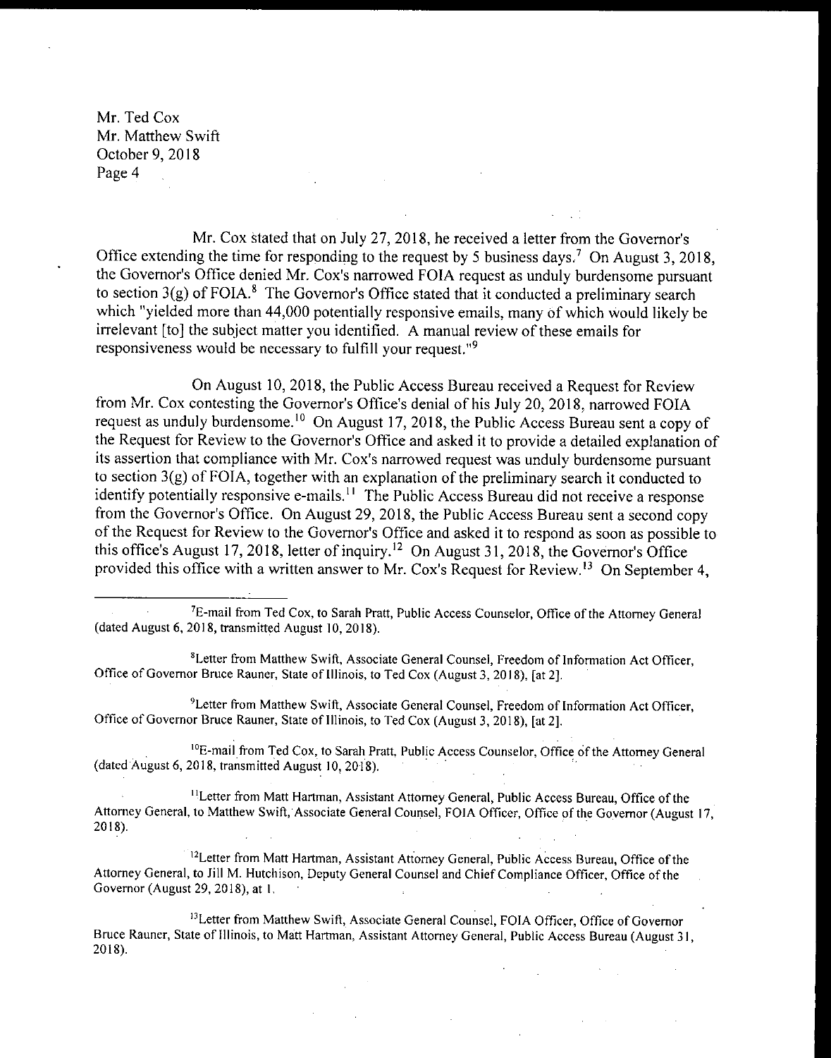Mr. Ted Cox
Mr. Matthew Swift
October 9, 2018
Page 4

Mr. Cox stated that on July 27, 2018, he received a letter from the Governor's Office extending the time for responding to the request by 5 business days.[7] On August 3, 2018, the Governor's Office denied Mr. Cox's narrowed FOIA request as unduly burdensome pursuant to section 3(g) of FOIA.[8] The Governor's Office stated that it conducted a preliminary search which "yielded more than 44,000 potentially responsive emails, many of which would likely be irrelevant [to] the subject matter you identified. A manual review of these emails for responsiveness would be necessary to fulfill your request."[9]

On August 10, 2018, the Public Access Bureau received a Request for Review from Mr. Cox contesting the Governor's Office's denial of his July 20, 2018, narrowed FOIA request as unduly burdensome.[10] On August 17, 2018, the Public Access Bureau sent a copy of the Request for Review to the Governor's Office and asked it to provide a detailed explanation of its assertion that compliance with Mr. Cox's narrowed request was unduly burdensome pursuant to section 3(g) of FOIA, together with an explanation of the preliminary search it conducted to identify potentially responsive e-mails.[11] The Public Access Bureau did not receive a response from the Governor's Office. On August 29, 2018, the Public Access Bureau sent a second copy of the Request for Review to the Governor's Office and asked it to respond as soon as possible to this office's August 17, 2018, letter of inquiry.[12] On August 31, 2018, the Governor's Office provided this office with a written answer to Mr. Cox's Request for Review.[13] On September 4,

---

[7]E-mail from Ted Cox, to Sarah Pratt, Public Access Counselor, Office of the Attorney General (dated August 6, 2018, transmitted August 10, 2018).

[8]Letter from Matthew Swift, Associate General Counsel, Freedom of Information Act Officer, Office of Governor Bruce Rauner, State of Illinois, to Ted Cox (August 3, 2018), [at 2].

[9]Letter from Matthew Swift, Associate General Counsel, Freedom of Information Act Officer, Office of Governor Bruce Rauner, State of Illinois, to Ted Cox (August 3, 2018), [at 2].

[10]E-mail from Ted Cox, to Sarah Pratt, Public Access Counselor, Office of the Attorney General (dated August 6, 2018, transmitted August 10, 2018).

[11]Letter from Matt Hartman, Assistant Attorney General, Public Access Bureau, Office of the Attorney General, to Matthew Swift, Associate General Counsel, FOIA Officer, Office of the Governor (August 17, 2018).

[12]Letter from Matt Hartman, Assistant Attorney General, Public Access Bureau, Office of the Attorney General, to Jill M. Hutchison, Deputy General Counsel and Chief Compliance Officer, Office of the Governor (August 29, 2018), at 1.

[13]Letter from Matthew Swift, Associate General Counsel, FOIA Officer, Office of Governor Bruce Rauner, State of Illinois, to Matt Hartman, Assistant Attorney General, Public Access Bureau (August 31, 2018).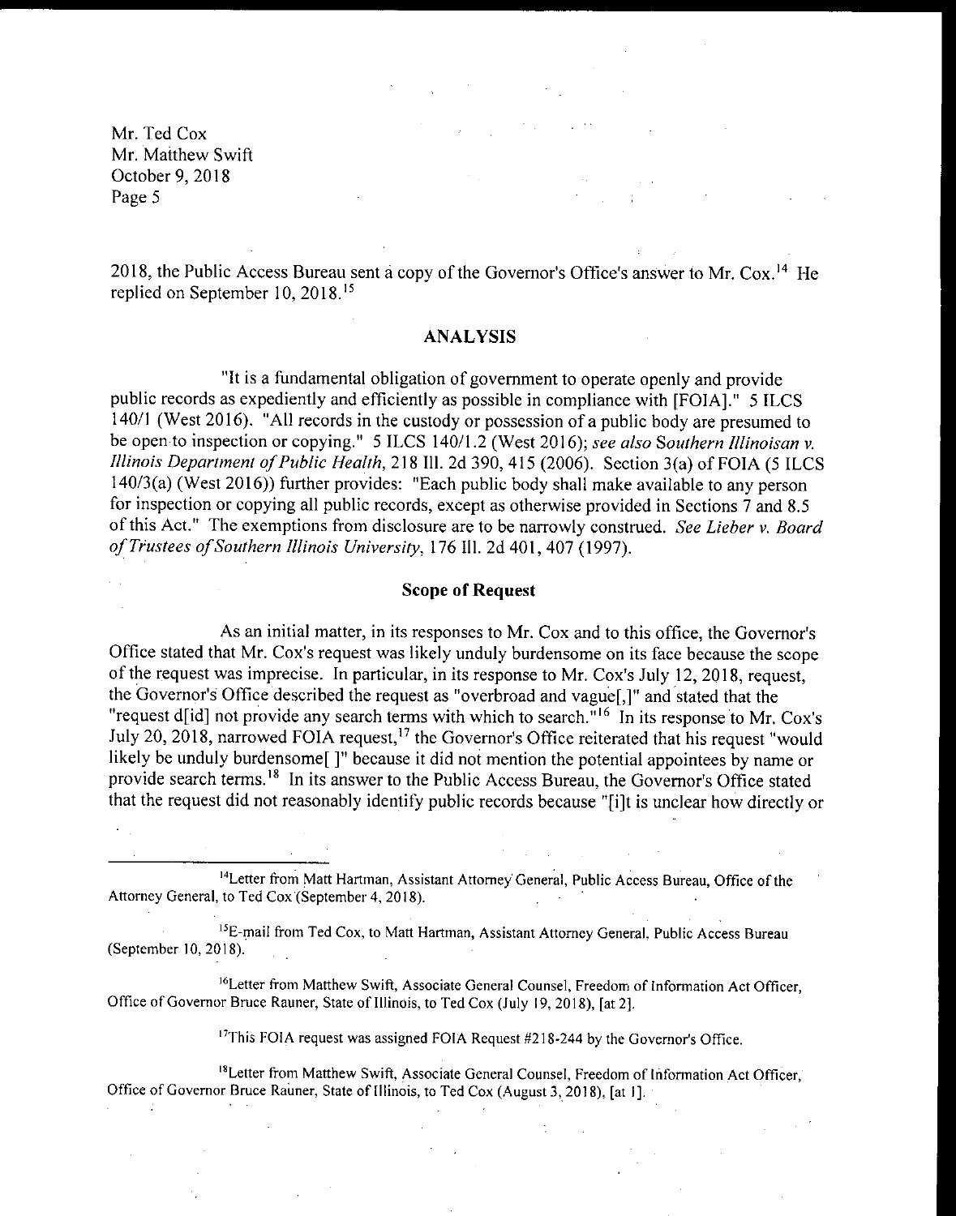2018, the Public Access Bureau sent a copy of the Governor's Office's answer to Mr. Cox.[14] He replied on September 10, 2018.[15]

## ANALYSIS

"It is a fundamental obligation of government to operate openly and provide public records as expediently and efficiently as possible in compliance with [FOIA]." 5 ILCS 140/1 (West 2016). "All records in the custody or possession of a public body are presumed to be open to inspection or copying." 5 ILCS 140/1.2 (West 2016); *see also Southern Illinoisan v. Illinois Department of Public Health*, 218 Ill. 2d 390, 415 (2006). Section 3(a) of FOIA (5 ILCS 140/3(a) (West 2016)) further provides: "Each public body shall make available to any person for inspection or copying all public records, except as otherwise provided in Sections 7 and 8.5 of this Act." The exemptions from disclosure are to be narrowly construed. *See Lieber v. Board of Trustees of Southern Illinois University*, 176 Ill. 2d 401, 407 (1997).

### Scope of Request

As an initial matter, in its responses to Mr. Cox and to this office, the Governor's Office stated that Mr. Cox's request was likely unduly burdensome on its face because the scope of the request was imprecise. In particular, in its response to Mr. Cox's July 12, 2018, request, the Governor's Office described the request as "overbroad and vague[,]" and stated that the "request d[id] not provide any search terms with which to search."[16] In its response to Mr. Cox's July 20, 2018, narrowed FOIA request,[17] the Governor's Office reiterated that his request "would likely be unduly burdensome[ ]" because it did not mention the potential appointees by name or provide search terms.[18] In its answer to the Public Access Bureau, the Governor's Office stated that the request did not reasonably identify public records because "[i]t is unclear how directly or

---

[14] Letter from Matt Hartman, Assistant Attorney General, Public Access Bureau, Office of the Attorney General, to Ted Cox (September 4, 2018).

[15] E-mail from Ted Cox, to Matt Hartman, Assistant Attorney General, Public Access Bureau (September 10, 2018).

[16] Letter from Matthew Swift, Associate General Counsel, Freedom of Information Act Officer, Office of Governor Bruce Rauner, State of Illinois, to Ted Cox (July 19, 2018), [at 2].

[17] This FOIA request was assigned FOIA Request #218-244 by the Governor's Office.

[18] Letter from Matthew Swift, Associate General Counsel, Freedom of Information Act Officer, Office of Governor Bruce Rauner, State of Illinois, to Ted Cox (August 3, 2018), [at 1].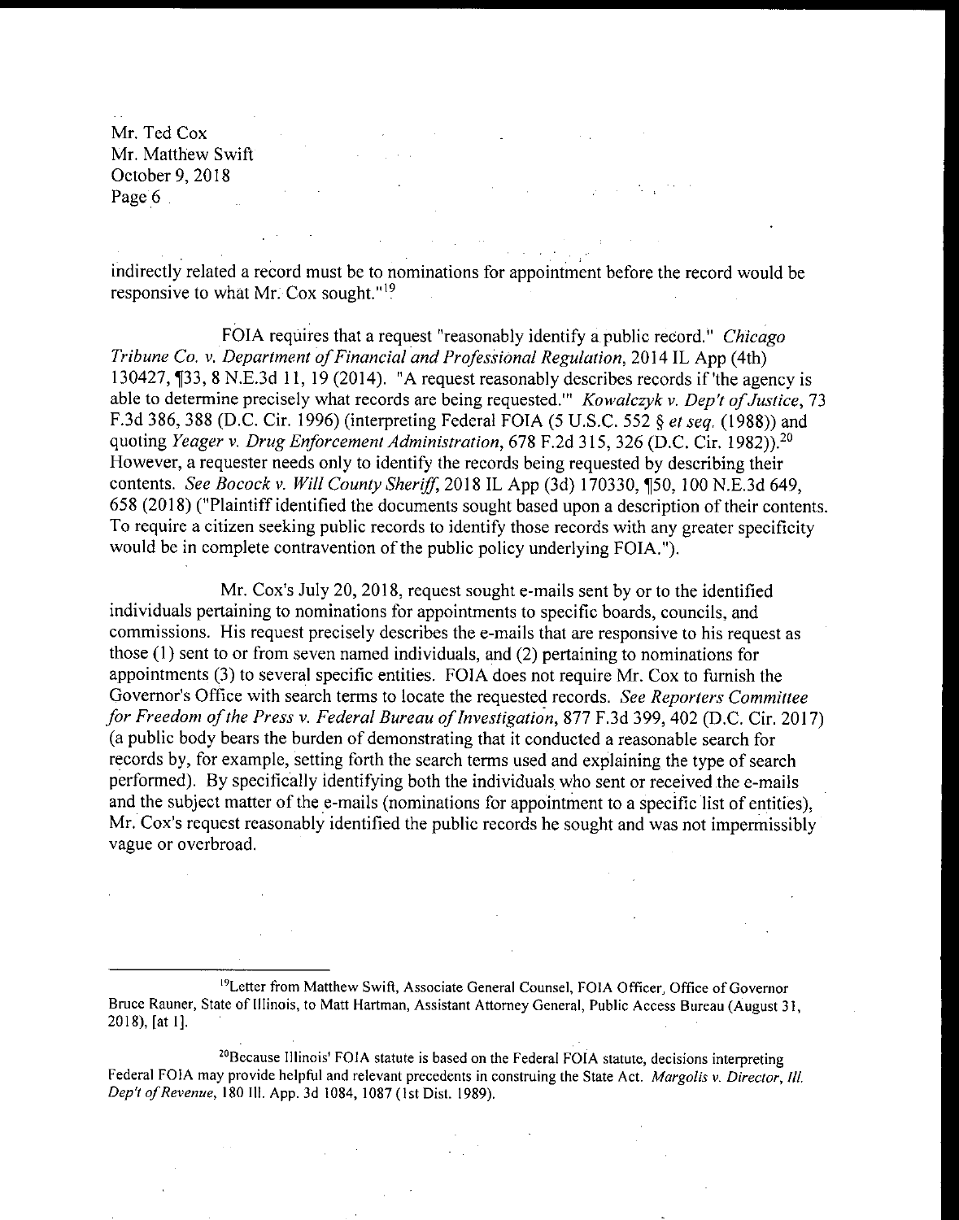indirectly related a record must be to nominations for appointment before the record would be responsive to what Mr. Cox sought."[19]

FOIA requires that a request "reasonably identify a public record." *Chicago Tribune Co. v. Department of Financial and Professional Regulation*, 2014 IL App (4th) 130427, ¶33, 8 N.E.3d 11, 19 (2014). "A request reasonably describes records if 'the agency is able to determine precisely what records are being requested.'" *Kowalczyk v. Dep't of Justice*, 73 F.3d 386, 388 (D.C. Cir. 1996) (interpreting Federal FOIA (5 U.S.C. 552 § *et seq.* (1988)) and quoting *Yeager v. Drug Enforcement Administration*, 678 F.2d 315, 326 (D.C. Cir. 1982)).[20] However, a requester needs only to identify the records being requested by describing their contents. *See Bocock v. Will County Sheriff*, 2018 IL App (3d) 170330, ¶50, 100 N.E.3d 649, 658 (2018) ("Plaintiff identified the documents sought based upon a description of their contents. To require a citizen seeking public records to identify those records with any greater specificity would be in complete contravention of the public policy underlying FOIA.").

Mr. Cox's July 20, 2018, request sought e-mails sent by or to the identified individuals pertaining to nominations for appointments to specific boards, councils, and commissions. His request precisely describes the e-mails that are responsive to his request as those (1) sent to or from seven named individuals, and (2) pertaining to nominations for appointments (3) to several specific entities. FOIA does not require Mr. Cox to furnish the Governor's Office with search terms to locate the requested records. *See Reporters Committee for Freedom of the Press v. Federal Bureau of Investigation*, 877 F.3d 399, 402 (D.C. Cir. 2017) (a public body bears the burden of demonstrating that it conducted a reasonable search for records by, for example, setting forth the search terms used and explaining the type of search performed). By specifically identifying both the individuals who sent or received the e-mails and the subject matter of the e-mails (nominations for appointment to a specific list of entities), Mr. Cox's request reasonably identified the public records he sought and was not impermissibly vague or overbroad.

---

[19] Letter from Matthew Swift, Associate General Counsel, FOIA Officer, Office of Governor Bruce Rauner, State of Illinois, to Matt Hartman, Assistant Attorney General, Public Access Bureau (August 31, 2018), [at 1].

[20] Because Illinois' FOIA statute is based on the Federal FOIA statute, decisions interpreting Federal FOIA may provide helpful and relevant precedents in construing the State Act. *Margolis v. Director, Ill. Dep't of Revenue*, 180 Ill. App. 3d 1084, 1087 (1st Dist. 1989).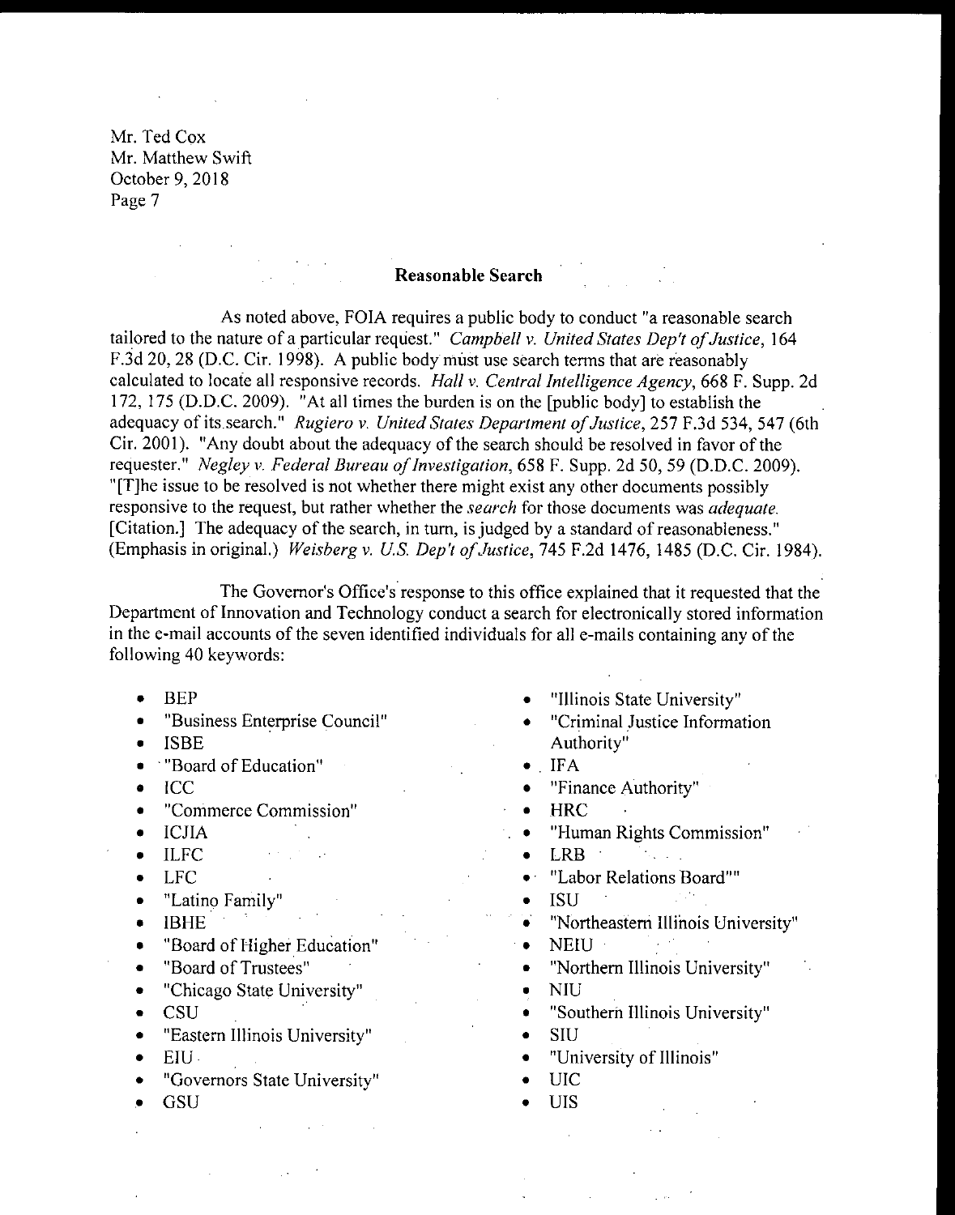Mr. Ted Cox
Mr. Matthew Swift
October 9, 2018
Page 7

## Reasonable Search

As noted above, FOIA requires a public body to conduct "a reasonable search tailored to the nature of a particular request." *Campbell v. United States Dep't of Justice*, 164 F.3d 20, 28 (D.C. Cir. 1998). A public body must use search terms that are reasonably calculated to locate all responsive records. *Hall v. Central Intelligence Agency*, 668 F. Supp. 2d 172, 175 (D.D.C. 2009). "At all times the burden is on the [public body] to establish the adequacy of its search." *Rugiero v. United States Department of Justice*, 257 F.3d 534, 547 (6th Cir. 2001). "Any doubt about the adequacy of the search should be resolved in favor of the requester." *Negley v. Federal Bureau of Investigation*, 658 F. Supp. 2d 50, 59 (D.D.C. 2009). "[T]he issue to be resolved is not whether there might exist any other documents possibly responsive to the request, but rather whether the *search* for those documents was *adequate*. [Citation.] The adequacy of the search, in turn, is judged by a standard of reasonableness." (Emphasis in original.) *Weisberg v. U.S. Dep't of Justice*, 745 F.2d 1476, 1485 (D.C. Cir. 1984).

The Governor's Office's response to this office explained that it requested that the Department of Innovation and Technology conduct a search for electronically stored information in the e-mail accounts of the seven identified individuals for all e-mails containing any of the following 40 keywords:

- BEP
- "Business Enterprise Council"
- ISBE
- "Board of Education"
- ICC
- "Commerce Commission"
- ICJIA
- ILFC
- LFC
- "Latino Family"
- IBHE
- "Board of Higher Education"
- "Board of Trustees"
- "Chicago State University"
- CSU
- "Eastern Illinois University"
- EIU
- "Governors State University"
- GSU
- "Illinois State University"
- "Criminal Justice Information Authority"
- IFA
- "Finance Authority"
- HRC
- "Human Rights Commission"
- LRB
- "Labor Relations Board""
- ISU
- "Northeastern Illinois University"
- NEIU
- "Northern Illinois University"
- NIU
- "Southern Illinois University"
- SIU
- "University of Illinois"
- UIC
- UIS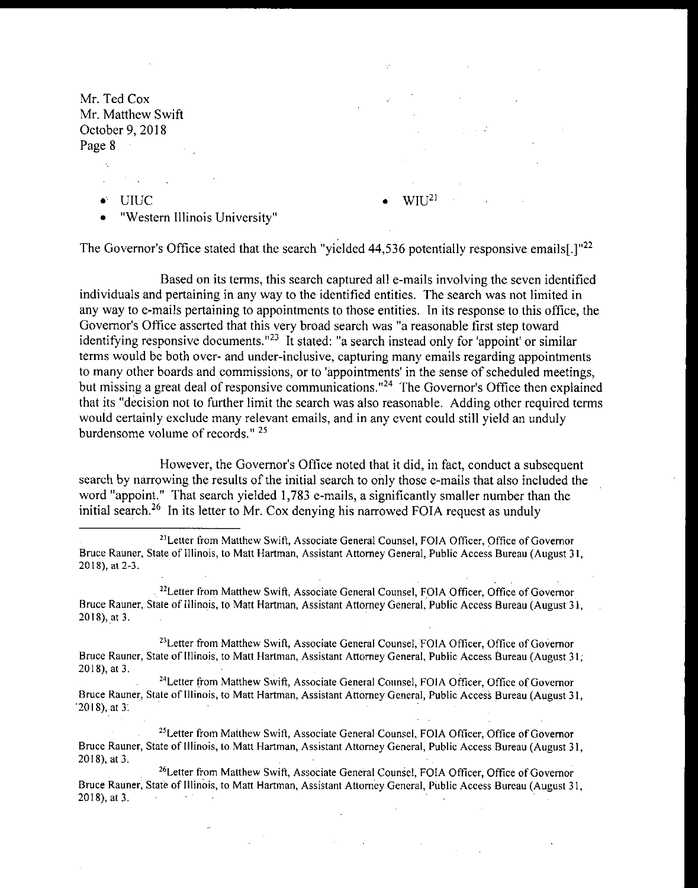Mr. Ted Cox
Mr. Matthew Swift
October 9, 2018

- UIUC
- "Western Illinois University"
- WIU[21]

The Governor's Office stated that the search "yielded 44,536 potentially responsive emails[.]"[22]

Based on its terms, this search captured all e-mails involving the seven identified individuals and pertaining in any way to the identified entities. The search was not limited in any way to e-mails pertaining to appointments to those entities. In its response to this office, the Governor's Office asserted that this very broad search was "a reasonable first step toward identifying responsive documents."[23] It stated: "a search instead only for 'appoint' or similar terms would be both over- and under-inclusive, capturing many emails regarding appointments to many other boards and commissions, or to 'appointments' in the sense of scheduled meetings, but missing a great deal of responsive communications."[24] The Governor's Office then explained that its "decision not to further limit the search was also reasonable. Adding other required terms would certainly exclude many relevant emails, and in any event could still yield an unduly burdensome volume of records." [25]

However, the Governor's Office noted that it did, in fact, conduct a subsequent search by narrowing the results of the initial search to only those e-mails that also included the word "appoint." That search yielded 1,783 e-mails, a significantly smaller number than the initial search.[26] In its letter to Mr. Cox denying his narrowed FOIA request as unduly

---

[21]Letter from Matthew Swift, Associate General Counsel, FOIA Officer, Office of Governor Bruce Rauner, State of Illinois, to Matt Hartman, Assistant Attorney General, Public Access Bureau (August 31, 2018), at 2-3.

[22]Letter from Matthew Swift, Associate General Counsel, FOIA Officer, Office of Governor Bruce Rauner, State of Illinois, to Matt Hartman, Assistant Attorney General, Public Access Bureau (August 31, 2018), at 3.

[23]Letter from Matthew Swift, Associate General Counsel, FOIA Officer, Office of Governor Bruce Rauner, State of Illinois, to Matt Hartman, Assistant Attorney General, Public Access Bureau (August 31, 2018), at 3.

[24]Letter from Matthew Swift, Associate General Counsel, FOIA Officer, Office of Governor Bruce Rauner, State of Illinois, to Matt Hartman, Assistant Attorney General, Public Access Bureau (August 31, 2018), at 3.

[25]Letter from Matthew Swift, Associate General Counsel, FOIA Officer, Office of Governor Bruce Rauner, State of Illinois, to Matt Hartman, Assistant Attorney General, Public Access Bureau (August 31, 2018), at 3.

[26]Letter from Matthew Swift, Associate General Counsel, FOIA Officer, Office of Governor Bruce Rauner, State of Illinois, to Matt Hartman, Assistant Attorney General, Public Access Bureau (August 31, 2018), at 3.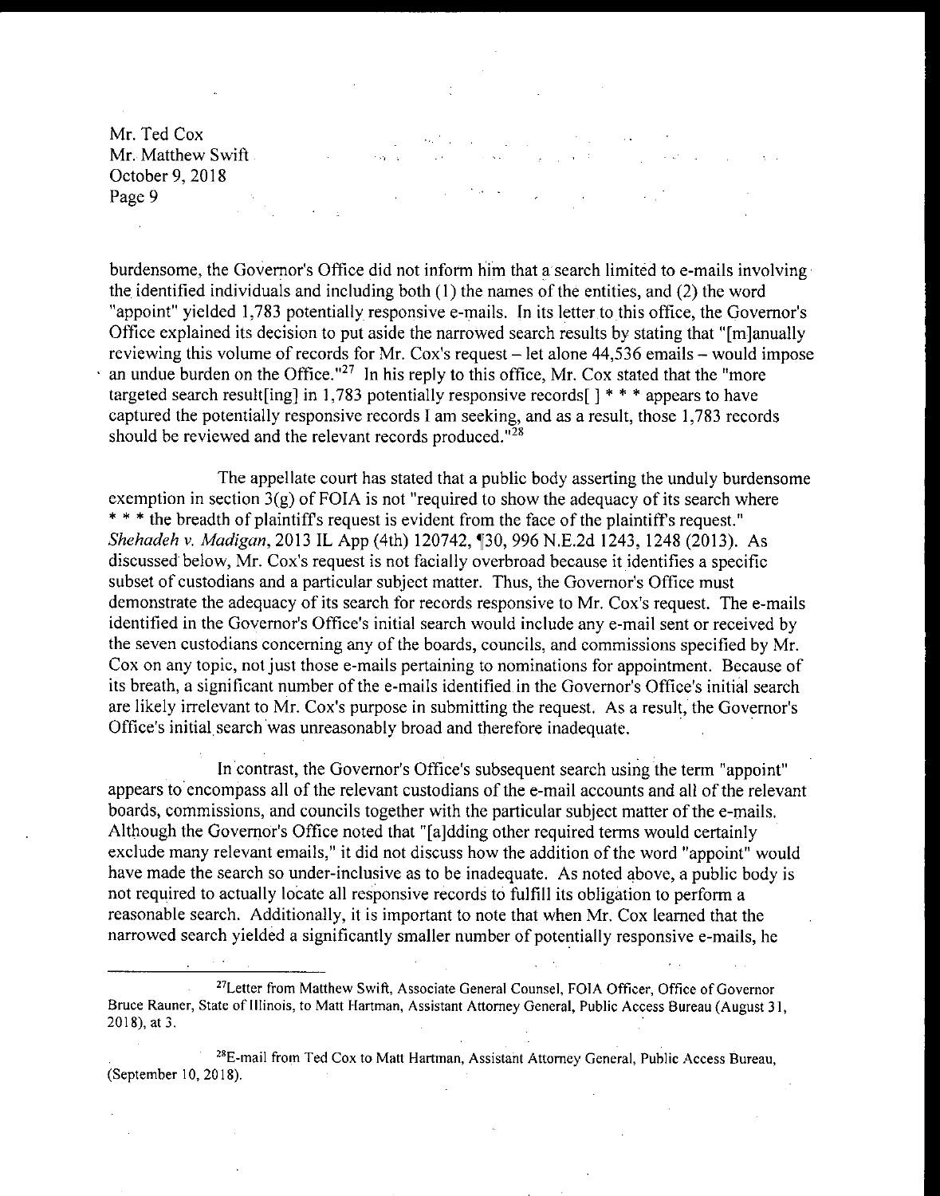Mr. Ted Cox
Mr. Matthew Swift
October 9, 2018

burdensome, the Governor's Office did not inform him that a search limited to e-mails involving the identified individuals and including both (1) the names of the entities, and (2) the word "appoint" yielded 1,783 potentially responsive e-mails. In its letter to this office, the Governor's Office explained its decision to put aside the narrowed search results by stating that "[m]anually reviewing this volume of records for Mr. Cox's request – let alone 44,536 emails – would impose an undue burden on the Office."[27] In his reply to this office, Mr. Cox stated that the "more targeted search result[ing] in 1,783 potentially responsive records[ ] * * * appears to have captured the potentially responsive records I am seeking, and as a result, those 1,783 records should be reviewed and the relevant records produced."[28]

The appellate court has stated that a public body asserting the unduly burdensome exemption in section 3(g) of FOIA is not "required to show the adequacy of its search where * * * the breadth of plaintiff's request is evident from the face of the plaintiff's request." *Shehadeh v. Madigan*, 2013 IL App (4th) 120742, ¶30, 996 N.E.2d 1243, 1248 (2013). As discussed below, Mr. Cox's request is not facially overbroad because it identifies a specific subset of custodians and a particular subject matter. Thus, the Governor's Office must demonstrate the adequacy of its search for records responsive to Mr. Cox's request. The e-mails identified in the Governor's Office's initial search would include any e-mail sent or received by the seven custodians concerning any of the boards, councils, and commissions specified by Mr. Cox on any topic, not just those e-mails pertaining to nominations for appointment. Because of its breath, a significant number of the e-mails identified in the Governor's Office's initial search are likely irrelevant to Mr. Cox's purpose in submitting the request. As a result, the Governor's Office's initial search was unreasonably broad and therefore inadequate.

In contrast, the Governor's Office's subsequent search using the term "appoint" appears to encompass all of the relevant custodians of the e-mail accounts and all of the relevant boards, commissions, and councils together with the particular subject matter of the e-mails. Although the Governor's Office noted that "[a]dding other required terms would certainly exclude many relevant emails," it did not discuss how the addition of the word "appoint" would have made the search so under-inclusive as to be inadequate. As noted above, a public body is not required to actually locate all responsive records to fulfill its obligation to perform a reasonable search. Additionally, it is important to note that when Mr. Cox learned that the narrowed search yielded a significantly smaller number of potentially responsive e-mails, he

---

[27]Letter from Matthew Swift, Associate General Counsel, FOIA Officer, Office of Governor Bruce Rauner, State of Illinois, to Matt Hartman, Assistant Attorney General, Public Access Bureau (August 31, 2018), at 3.

[28]E-mail from Ted Cox to Matt Hartman, Assistant Attorney General, Public Access Bureau, (September 10, 2018).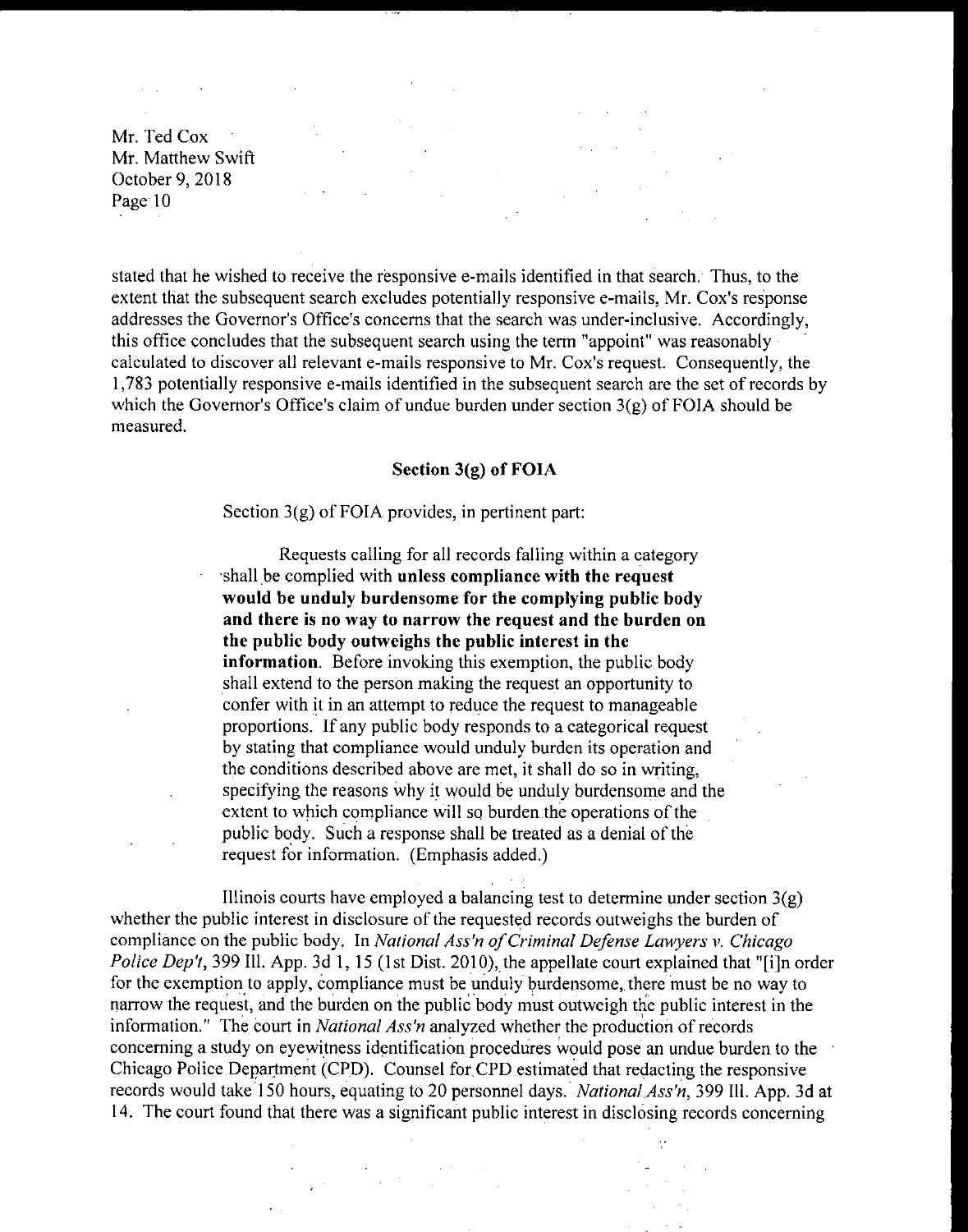stated that he wished to receive the responsive e-mails identified in that search. Thus, to the extent that the subsequent search excludes potentially responsive e-mails, Mr. Cox's response addresses the Governor's Office's concerns that the search was under-inclusive. Accordingly, this office concludes that the subsequent search using the term "appoint" was reasonably calculated to discover all relevant e-mails responsive to Mr. Cox's request. Consequently, the 1,783 potentially responsive e-mails identified in the subsequent search are the set of records by which the Governor's Office's claim of undue burden under section 3(g) of FOIA should be measured.

## Section 3(g) of FOIA

Section 3(g) of FOIA provides, in pertinent part:

> Requests calling for all records falling within a category shall be complied with **unless compliance with the request would be unduly burdensome for the complying public body and there is no way to narrow the request and the burden on the public body outweighs the public interest in the information**. Before invoking this exemption, the public body shall extend to the person making the request an opportunity to confer with it in an attempt to reduce the request to manageable proportions. If any public body responds to a categorical request by stating that compliance would unduly burden its operation and the conditions described above are met, it shall do so in writing, specifying the reasons why it would be unduly burdensome and the extent to which compliance will so burden the operations of the public body. Such a response shall be treated as a denial of the request for information. (Emphasis added.)

Illinois courts have employed a balancing test to determine under section 3(g) whether the public interest in disclosure of the requested records outweighs the burden of compliance on the public body. In *National Ass'n of Criminal Defense Lawyers v. Chicago Police Dep't*, 399 Ill. App. 3d 1, 15 (1st Dist. 2010), the appellate court explained that "[i]n order for the exemption to apply, compliance must be unduly burdensome, there must be no way to narrow the request, and the burden on the public body must outweigh the public interest in the information." The court in *National Ass'n* analyzed whether the production of records concerning a study on eyewitness identification procedures would pose an undue burden to the Chicago Police Department (CPD). Counsel for CPD estimated that redacting the responsive records would take 150 hours, equating to 20 personnel days. *National Ass'n*, 399 Ill. App. 3d at 14. The court found that there was a significant public interest in disclosing records concerning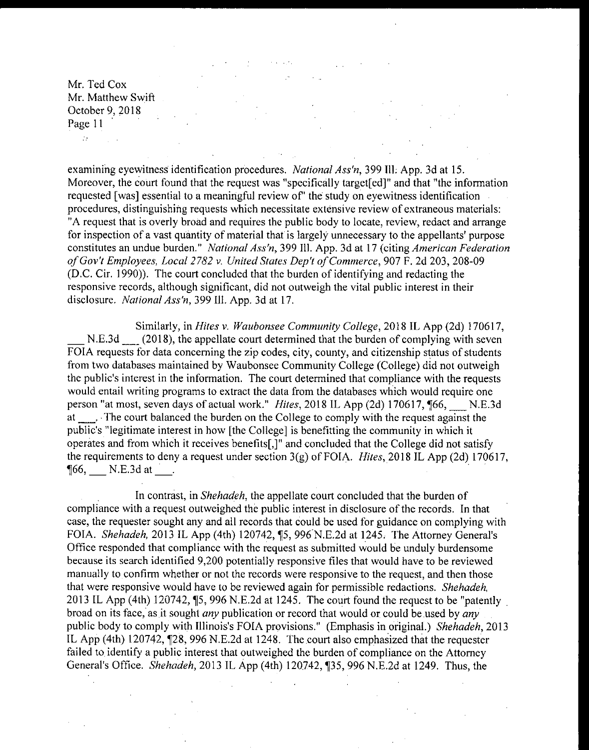examining eyewitness identification procedures. *National Ass'n*, 399 Ill. App. 3d at 15. Moreover, the court found that the request was "specifically target[ed]" and that "the information requested [was] essential to a meaningful review of" the study on eyewitness identification procedures, distinguishing requests which necessitate extensive review of extraneous materials: "A request that is overly broad and requires the public body to locate, review, redact and arrange for inspection of a vast quantity of material that is largely unnecessary to the appellants' purpose constitutes an undue burden." *National Ass'n*, 399 Ill. App. 3d at 17 (citing *American Federation of Gov't Employees, Local 2782 v. United States Dep't of Commerce*, 907 F. 2d 203, 208-09 (D.C. Cir. 1990)). The court concluded that the burden of identifying and redacting the responsive records, although significant, did not outweigh the vital public interest in their disclosure. *National Ass'n*, 399 Ill. App. 3d at 17.

Similarly, in *Hites v. Waubonsee Community College*, 2018 IL App (2d) 170617, ___ N.E.3d ___ (2018), the appellate court determined that the burden of complying with seven FOIA requests for data concerning the zip codes, city, county, and citizenship status of students from two databases maintained by Waubonsee Community College (College) did not outweigh the public's interest in the information. The court determined that compliance with the requests would entail writing programs to extract the data from the databases which would require one person "at most, seven days of actual work." *Hites*, 2018 IL App (2d) 170617, ¶66, ___ N.E.3d at ___. The court balanced the burden on the College to comply with the request against the public's "legitimate interest in how [the College] is benefitting the community in which it operates and from which it receives benefits[,]" and concluded that the College did not satisfy the requirements to deny a request under section 3(g) of FOIA. *Hites*, 2018 IL App (2d) 170617, ¶66, ___ N.E.3d at ___.

In contrast, in *Shehadeh*, the appellate court concluded that the burden of compliance with a request outweighed the public interest in disclosure of the records. In that case, the requester sought any and all records that could be used for guidance on complying with FOIA. *Shehadeh,* 2013 IL App (4th) 120742, ¶5, 996 N.E.2d at 1245. The Attorney General's Office responded that compliance with the request as submitted would be unduly burdensome because its search identified 9,200 potentially responsive files that would have to be reviewed manually to confirm whether or not the records were responsive to the request, and then those that were responsive would have to be reviewed again for permissible redactions. *Shehadeh,* 2013 IL App (4th) 120742, ¶5, 996 N.E.2d at 1245. The court found the request to be "patently broad on its face, as it sought *any* publication or record that would or could be used by *any* public body to comply with Illinois's FOIA provisions." (Emphasis in original.) *Shehadeh*, 2013 IL App (4th) 120742, ¶28, 996 N.E.2d at 1248. The court also emphasized that the requester failed to identify a public interest that outweighed the burden of compliance on the Attorney General's Office. *Shehadeh*, 2013 IL App (4th) 120742, ¶35, 996 N.E.2d at 1249. Thus, the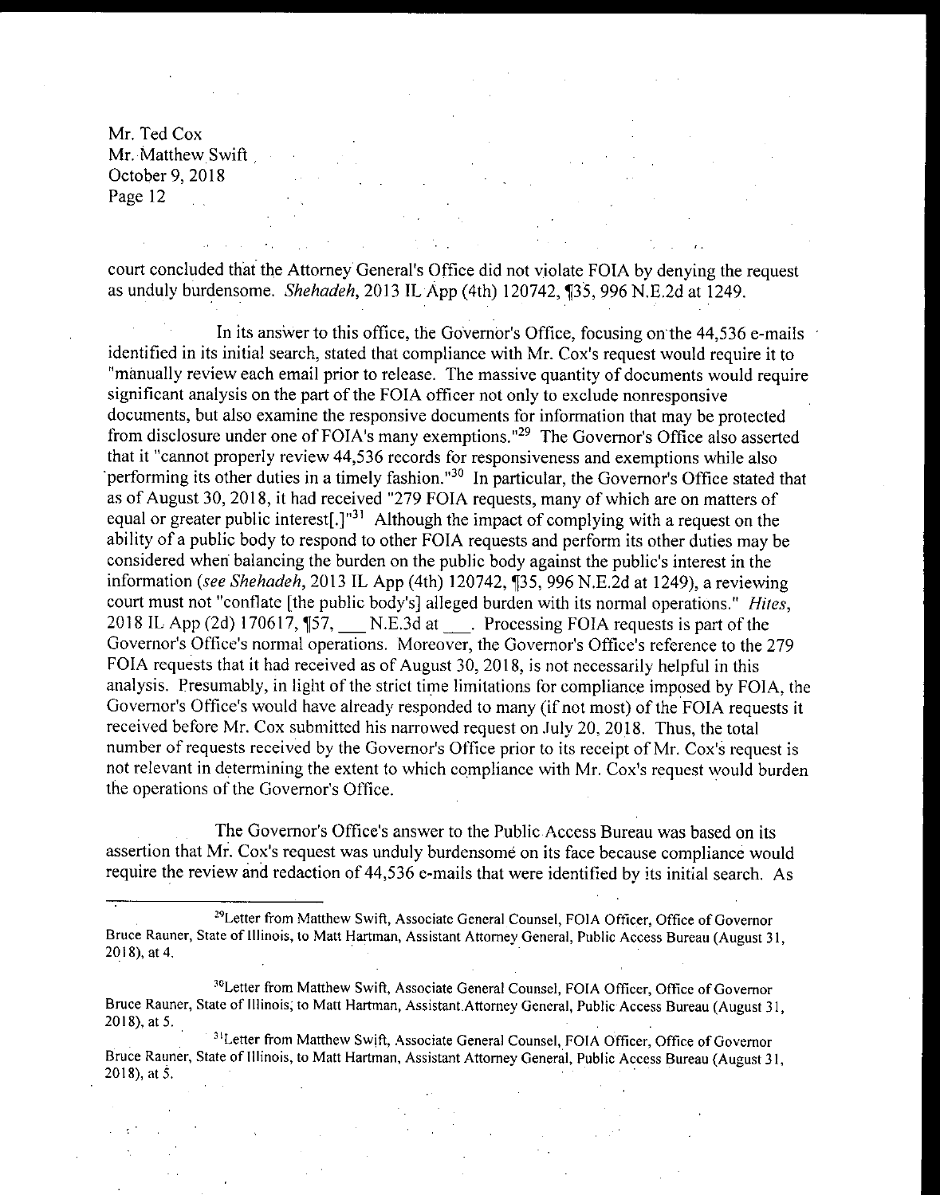court concluded that the Attorney General's Office did not violate FOIA by denying the request as unduly burdensome. *Shehadeh*, 2013 IL App (4th) 120742, ¶35, 996 N.E.2d at 1249.

In its answer to this office, the Governor's Office, focusing on the 44,536 e-mails identified in its initial search, stated that compliance with Mr. Cox's request would require it to "manually review each email prior to release. The massive quantity of documents would require significant analysis on the part of the FOIA officer not only to exclude nonresponsive documents, but also examine the responsive documents for information that may be protected from disclosure under one of FOIA's many exemptions."[29] The Governor's Office also asserted that it "cannot properly review 44,536 records for responsiveness and exemptions while also performing its other duties in a timely fashion."[30] In particular, the Governor's Office stated that as of August 30, 2018, it had received "279 FOIA requests, many of which are on matters of equal or greater public interest[.]"[31] Although the impact of complying with a request on the ability of a public body to respond to other FOIA requests and perform its other duties may be considered when balancing the burden on the public body against the public's interest in the information (*see Shehadeh*, 2013 IL App (4th) 120742, ¶35, 996 N.E.2d at 1249), a reviewing court must not "conflate [the public body's] alleged burden with its normal operations." *Hites*, 2018 IL App (2d) 170617, ¶57, ___ N.E.3d at ___. Processing FOIA requests is part of the Governor's Office's normal operations. Moreover, the Governor's Office's reference to the 279 FOIA requests that it had received as of August 30, 2018, is not necessarily helpful in this analysis. Presumably, in light of the strict time limitations for compliance imposed by FOIA, the Governor's Office's would have already responded to many (if not most) of the FOIA requests it received before Mr. Cox submitted his narrowed request on July 20, 2018. Thus, the total number of requests received by the Governor's Office prior to its receipt of Mr. Cox's request is not relevant in determining the extent to which compliance with Mr. Cox's request would burden the operations of the Governor's Office.

The Governor's Office's answer to the Public Access Bureau was based on its assertion that Mr. Cox's request was unduly burdensome on its face because compliance would require the review and redaction of 44,536 e-mails that were identified by its initial search. As

---

[29]Letter from Matthew Swift, Associate General Counsel, FOIA Officer, Office of Governor Bruce Rauner, State of Illinois, to Matt Hartman, Assistant Attorney General, Public Access Bureau (August 31, 2018), at 4.

[30]Letter from Matthew Swift, Associate General Counsel, FOIA Officer, Office of Governor Bruce Rauner, State of Illinois, to Matt Hartman, Assistant Attorney General, Public Access Bureau (August 31, 2018), at 5.

[31]Letter from Matthew Swift, Associate General Counsel, FOIA Officer, Office of Governor Bruce Rauner, State of Illinois, to Matt Hartman, Assistant Attorney General, Public Access Bureau (August 31, 2018), at 5.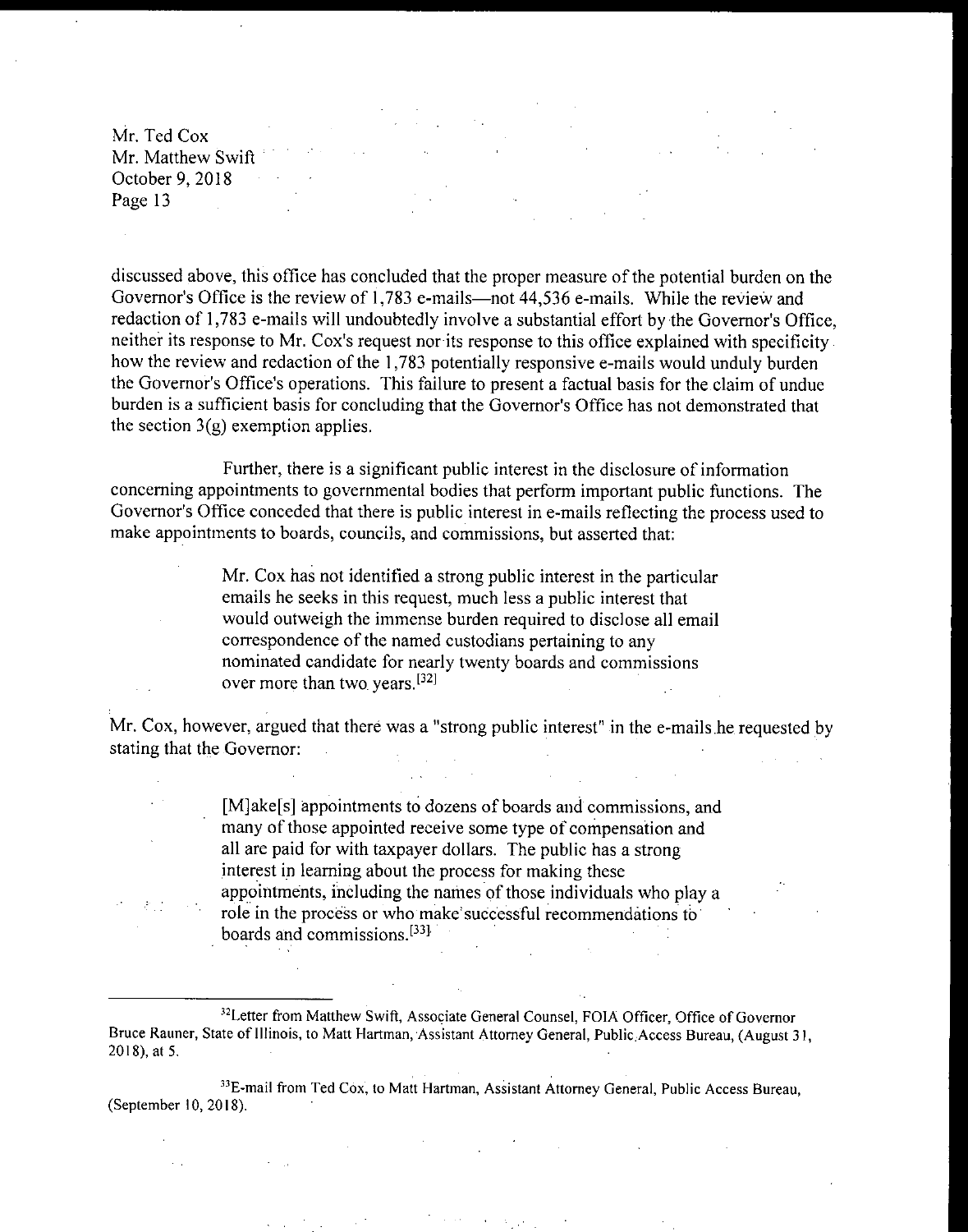discussed above, this office has concluded that the proper measure of the potential burden on the Governor's Office is the review of 1,783 e-mails—not 44,536 e-mails. While the review and redaction of 1,783 e-mails will undoubtedly involve a substantial effort by the Governor's Office, neither its response to Mr. Cox's request nor its response to this office explained with specificity how the review and redaction of the 1,783 potentially responsive e-mails would unduly burden the Governor's Office's operations. This failure to present a factual basis for the claim of undue burden is a sufficient basis for concluding that the Governor's Office has not demonstrated that the section 3(g) exemption applies.

Further, there is a significant public interest in the disclosure of information concerning appointments to governmental bodies that perform important public functions. The Governor's Office conceded that there is public interest in e-mails reflecting the process used to make appointments to boards, councils, and commissions, but asserted that:

> Mr. Cox has not identified a strong public interest in the particular emails he seeks in this request, much less a public interest that would outweigh the immense burden required to disclose all email correspondence of the named custodians pertaining to any nominated candidate for nearly twenty boards and commissions over more than two years.[32]

Mr. Cox, however, argued that there was a "strong public interest" in the e-mails he requested by stating that the Governor:

> [M]ake[s] appointments to dozens of boards and commissions, and many of those appointed receive some type of compensation and all are paid for with taxpayer dollars. The public has a strong interest in learning about the process for making these appointments, including the names of those individuals who play a role in the process or who make successful recommendations to boards and commissions.[33]

---

[32]Letter from Matthew Swift, Associate General Counsel, FOIA Officer, Office of Governor Bruce Rauner, State of Illinois, to Matt Hartman, Assistant Attorney General, Public Access Bureau, (August 31, 2018), at 5.

[33]E-mail from Ted Cox, to Matt Hartman, Assistant Attorney General, Public Access Bureau, (September 10, 2018).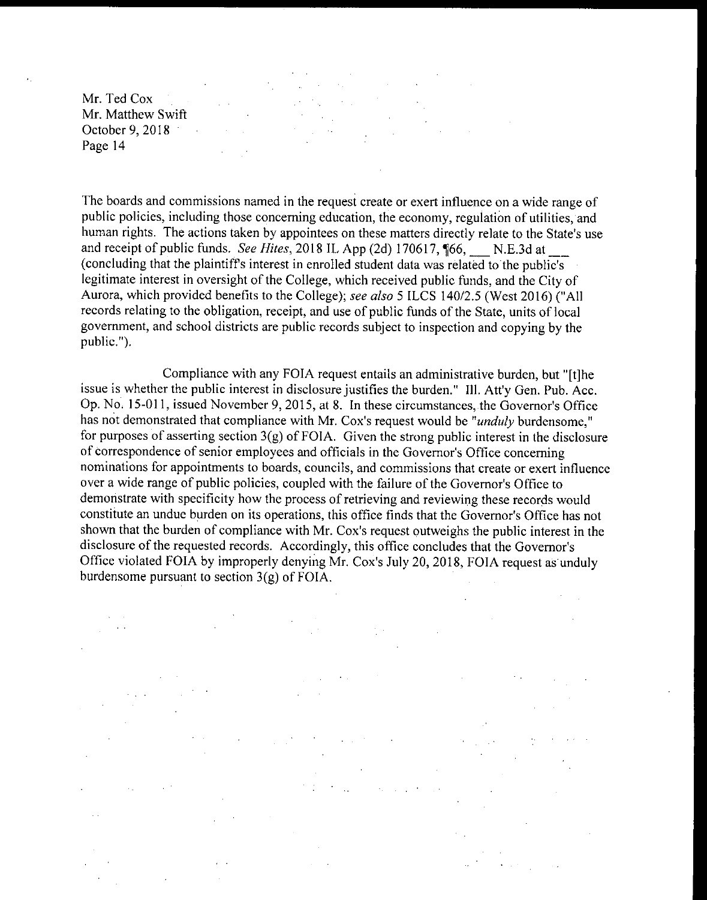The boards and commissions named in the request create or exert influence on a wide range of public policies, including those concerning education, the economy, regulation of utilities, and human rights. The actions taken by appointees on these matters directly relate to the State's use and receipt of public funds. *See Hites*, 2018 IL App (2d) 170617, ¶66, ___ N.E.3d at ___ (concluding that the plaintiff's interest in enrolled student data was related to the public's legitimate interest in oversight of the College, which received public funds, and the City of Aurora, which provided benefits to the College); *see also* 5 ILCS 140/2.5 (West 2016) ("All records relating to the obligation, receipt, and use of public funds of the State, units of local government, and school districts are public records subject to inspection and copying by the public.").

Compliance with any FOIA request entails an administrative burden, but "[t]he issue is whether the public interest in disclosure justifies the burden." Ill. Att'y Gen. Pub. Acc. Op. No. 15-011, issued November 9, 2015, at 8. In these circumstances, the Governor's Office has not demonstrated that compliance with Mr. Cox's request would be "*unduly* burdensome," for purposes of asserting section 3(g) of FOIA. Given the strong public interest in the disclosure of correspondence of senior employees and officials in the Governor's Office concerning nominations for appointments to boards, councils, and commissions that create or exert influence over a wide range of public policies, coupled with the failure of the Governor's Office to demonstrate with specificity how the process of retrieving and reviewing these records would constitute an undue burden on its operations, this office finds that the Governor's Office has not shown that the burden of compliance with Mr. Cox's request outweighs the public interest in the disclosure of the requested records. Accordingly, this office concludes that the Governor's Office violated FOIA by improperly denying Mr. Cox's July 20, 2018, FOIA request as unduly burdensome pursuant to section 3(g) of FOIA.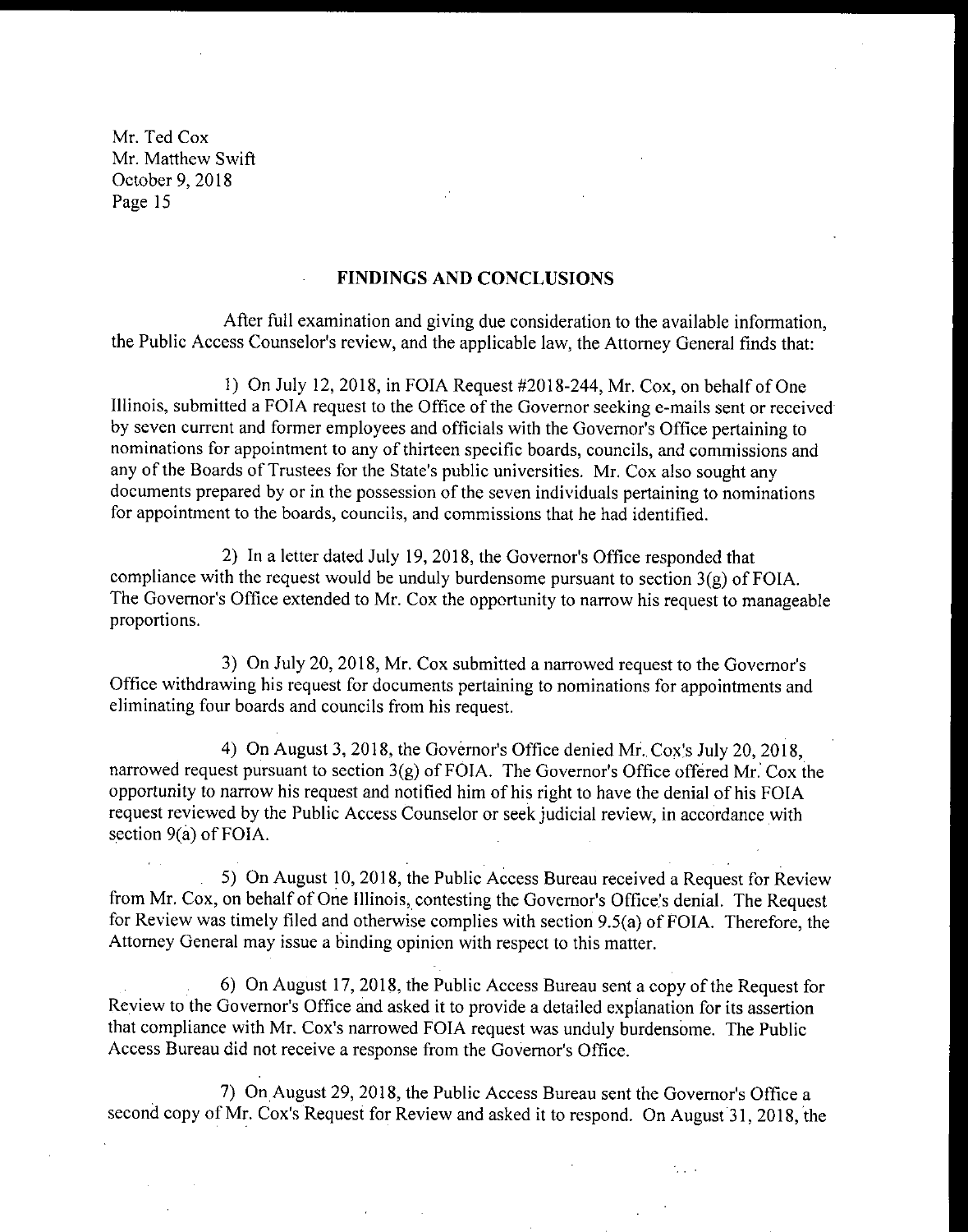Mr. Ted Cox
Mr. Matthew Swift
October 9, 2018
Page 15

## FINDINGS AND CONCLUSIONS

After full examination and giving due consideration to the available information, the Public Access Counselor's review, and the applicable law, the Attorney General finds that:

1) On July 12, 2018, in FOIA Request #2018-244, Mr. Cox, on behalf of One Illinois, submitted a FOIA request to the Office of the Governor seeking e-mails sent or received by seven current and former employees and officials with the Governor's Office pertaining to nominations for appointment to any of thirteen specific boards, councils, and commissions and any of the Boards of Trustees for the State's public universities. Mr. Cox also sought any documents prepared by or in the possession of the seven individuals pertaining to nominations for appointment to the boards, councils, and commissions that he had identified.

2) In a letter dated July 19, 2018, the Governor's Office responded that compliance with the request would be unduly burdensome pursuant to section 3(g) of FOIA. The Governor's Office extended to Mr. Cox the opportunity to narrow his request to manageable proportions.

3) On July 20, 2018, Mr. Cox submitted a narrowed request to the Governor's Office withdrawing his request for documents pertaining to nominations for appointments and eliminating four boards and councils from his request.

4) On August 3, 2018, the Governor's Office denied Mr. Cox's July 20, 2018, narrowed request pursuant to section 3(g) of FOIA. The Governor's Office offered Mr. Cox the opportunity to narrow his request and notified him of his right to have the denial of his FOIA request reviewed by the Public Access Counselor or seek judicial review, in accordance with section 9(a) of FOIA.

5) On August 10, 2018, the Public Access Bureau received a Request for Review from Mr. Cox, on behalf of One Illinois, contesting the Governor's Office's denial. The Request for Review was timely filed and otherwise complies with section 9.5(a) of FOIA. Therefore, the Attorney General may issue a binding opinion with respect to this matter.

6) On August 17, 2018, the Public Access Bureau sent a copy of the Request for Review to the Governor's Office and asked it to provide a detailed explanation for its assertion that compliance with Mr. Cox's narrowed FOIA request was unduly burdensome. The Public Access Bureau did not receive a response from the Governor's Office.

7) On August 29, 2018, the Public Access Bureau sent the Governor's Office a second copy of Mr. Cox's Request for Review and asked it to respond. On August 31, 2018, the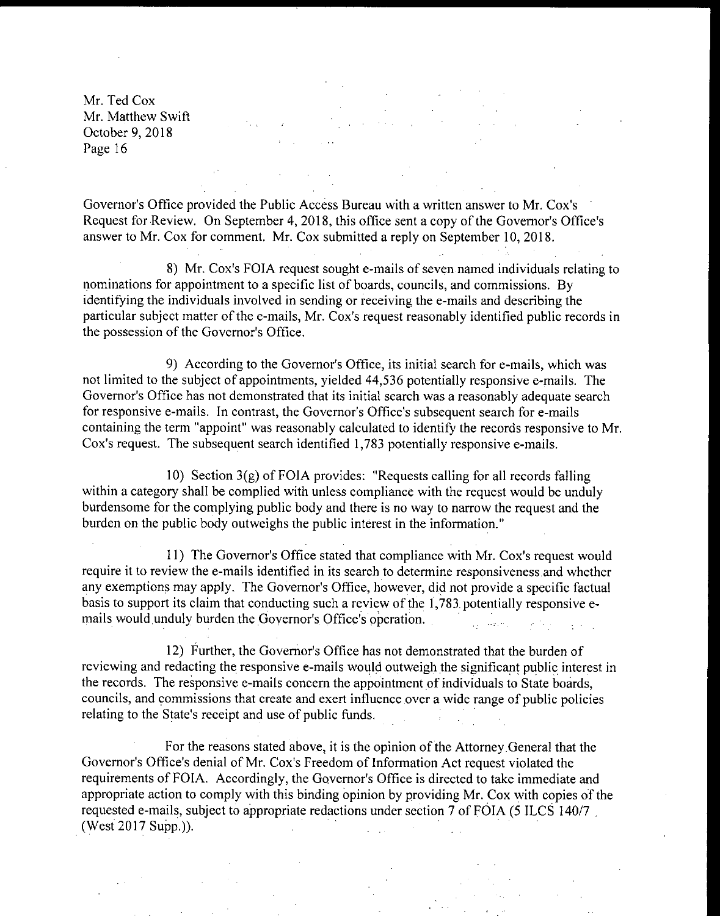Governor's Office provided the Public Access Bureau with a written answer to Mr. Cox's Request for Review. On September 4, 2018, this office sent a copy of the Governor's Office's answer to Mr. Cox for comment. Mr. Cox submitted a reply on September 10, 2018.

8) Mr. Cox's FOIA request sought e-mails of seven named individuals relating to nominations for appointment to a specific list of boards, councils, and commissions. By identifying the individuals involved in sending or receiving the e-mails and describing the particular subject matter of the e-mails, Mr. Cox's request reasonably identified public records in the possession of the Governor's Office.

9) According to the Governor's Office, its initial search for e-mails, which was not limited to the subject of appointments, yielded 44,536 potentially responsive e-mails. The Governor's Office has not demonstrated that its initial search was a reasonably adequate search for responsive e-mails. In contrast, the Governor's Office's subsequent search for e-mails containing the term "appoint" was reasonably calculated to identify the records responsive to Mr. Cox's request. The subsequent search identified 1,783 potentially responsive e-mails.

10) Section 3(g) of FOIA provides: "Requests calling for all records falling within a category shall be complied with unless compliance with the request would be unduly burdensome for the complying public body and there is no way to narrow the request and the burden on the public body outweighs the public interest in the information."

11) The Governor's Office stated that compliance with Mr. Cox's request would require it to review the e-mails identified in its search to determine responsiveness and whether any exemptions may apply. The Governor's Office, however, did not provide a specific factual basis to support its claim that conducting such a review of the 1,783 potentially responsive e-mails would unduly burden the Governor's Office's operation.

12) Further, the Governor's Office has not demonstrated that the burden of reviewing and redacting the responsive e-mails would outweigh the significant public interest in the records. The responsive e-mails concern the appointment of individuals to State boards, councils, and commissions that create and exert influence over a wide range of public policies relating to the State's receipt and use of public funds.

For the reasons stated above, it is the opinion of the Attorney General that the Governor's Office's denial of Mr. Cox's Freedom of Information Act request violated the requirements of FOIA. Accordingly, the Governor's Office is directed to take immediate and appropriate action to comply with this binding opinion by providing Mr. Cox with copies of the requested e-mails, subject to appropriate redactions under section 7 of FOIA (5 ILCS 140/7 (West 2017 Supp.)).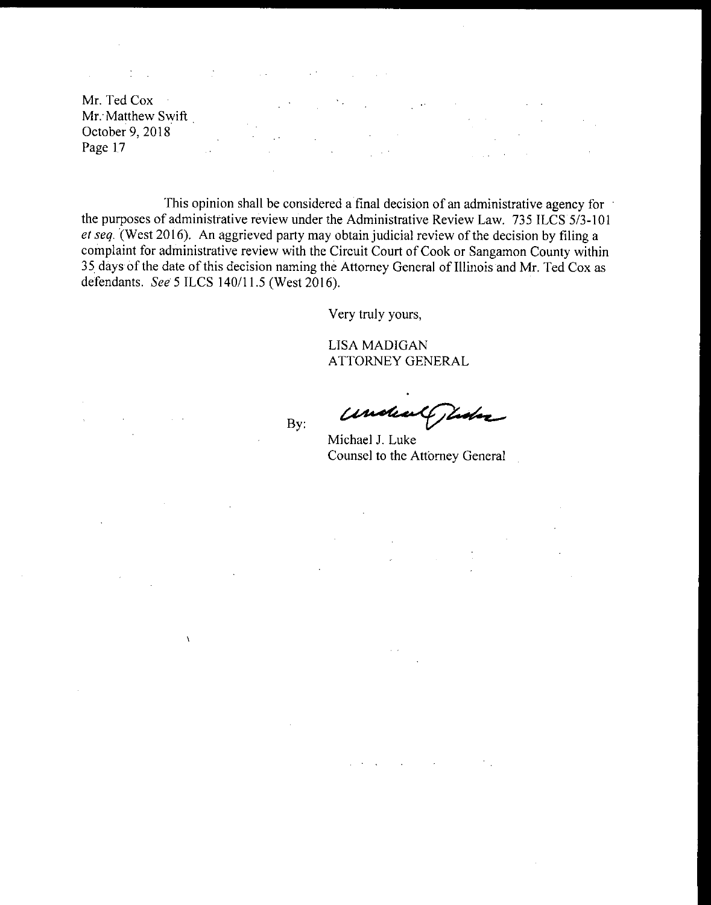This opinion shall be considered a final decision of an administrative agency for the purposes of administrative review under the Administrative Review Law. 735 ILCS 5/3-101 *et seq.* (West 2016). An aggrieved party may obtain judicial review of the decision by filing a complaint for administrative review with the Circuit Court of Cook or Sangamon County within 35 days of the date of this decision naming the Attorney General of Illinois and Mr. Ted Cox as defendants. *See* 5 ILCS 140/11.5 (West 2016).

Very truly yours,

LISA MADIGAN
ATTORNEY GENERAL

By:

Michael J. Luke
Counsel to the Attorney General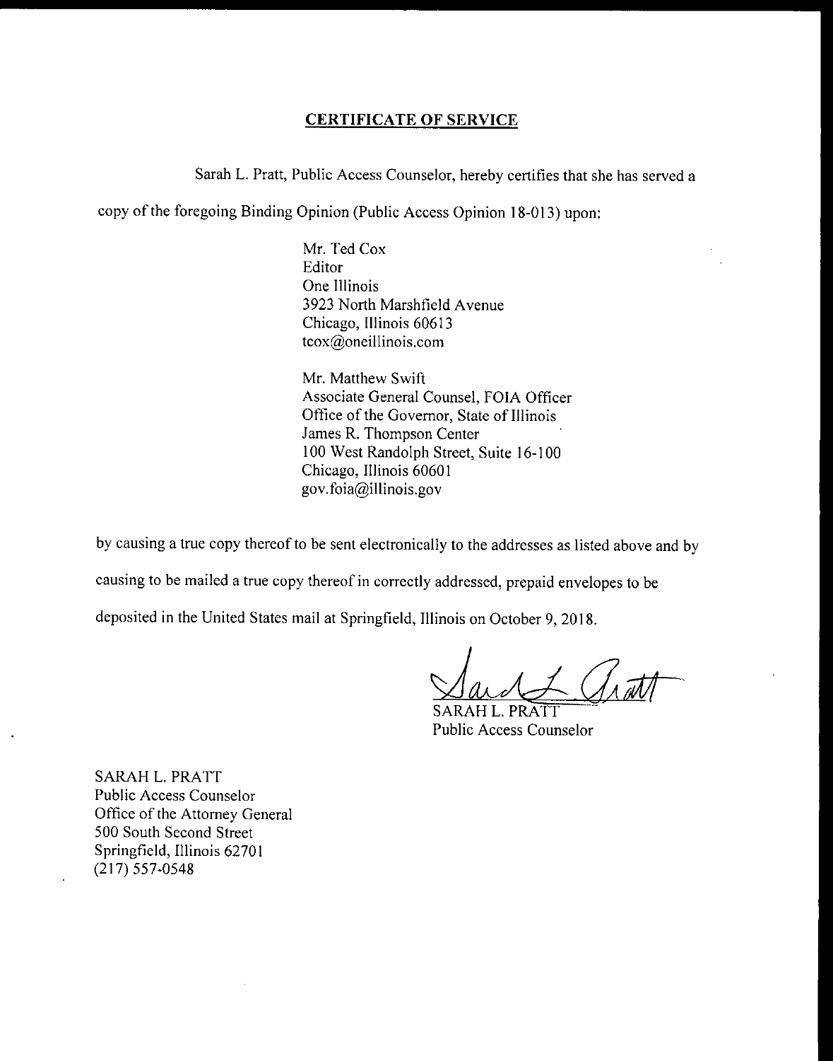## CERTIFICATE OF SERVICE

Sarah L. Pratt, Public Access Counselor, hereby certifies that she has served a copy of the foregoing Binding Opinion (Public Access Opinion 18-013) upon:

Mr. Ted Cox  
Editor  
One Illinois  
3923 North Marshfield Avenue  
Chicago, Illinois 60613  
tcox@oneillinois.com

Mr. Matthew Swift  
Associate General Counsel, FOIA Officer  
Office of the Governor, State of Illinois  
James R. Thompson Center  
100 West Randolph Street, Suite 16-100  
Chicago, Illinois 60601  
gov.foia@illinois.gov

by causing a true copy thereof to be sent electronically to the addresses as listed above and by causing to be mailed a true copy thereof in correctly addressed, prepaid envelopes to be deposited in the United States mail at Springfield, Illinois on October 9, 2018.

SARAH L. PRATT  
Public Access Counselor

SARAH L. PRATT  
Public Access Counselor  
Office of the Attorney General  
500 South Second Street  
Springfield, Illinois 62701  
(217) 557-0548